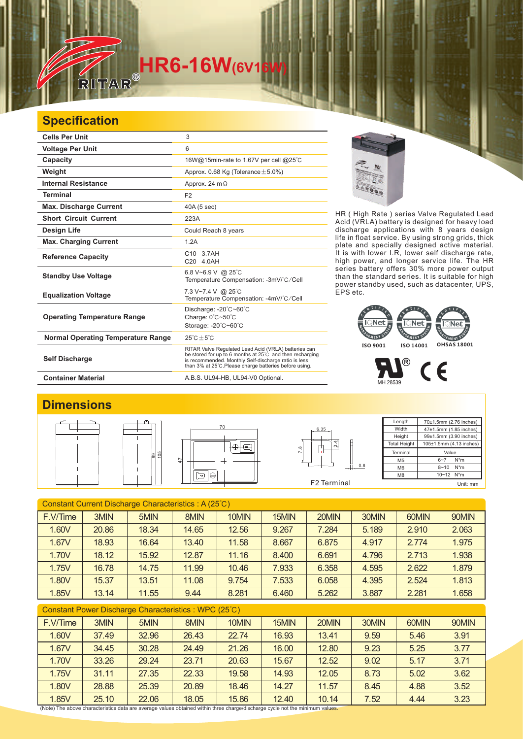# HR6-16W(6V16W)

## Specification

| | |
|---|---|
| **Cells Per Unit** | 3 |
| **Voltage Per Unit** | 6 |
| **Capacity** | 16W@15min-rate to 1.67V per cell @25℃ |
| **Weight** | Approx. 0.68 Kg (Tolerance±5.0%) |
| **Internal Resistance** | Approx. 24 mΩ |
| **Terminal** | F2 |
| **Max. Discharge Current** | 40A (5 sec) |
| **Short Circuit Current** | 223A |
| **Design Life** | Could Reach 8 years |
| **Max. Charging Current** | 1.2A |
| **Reference Capacity** | C10 3.7AH<br>C20 4.0AH |
| **Standby Use Voltage** | 6.8 V~6.9 V @ 25℃<br>Temperature Compensation: -3mV/℃/Cell |
| **Equalization Voltage** | 7.3 V~7.4 V @ 25℃<br>Temperature Compensation: -4mV/℃/Cell |
| **Operating Temperature Range** | Discharge: -20℃~60℃<br>Charge: 0℃~50℃<br>Storage: -20℃~60℃ |
| **Normal Operating Temperature Range** | 25℃±5℃ |
| **Self Discharge** | RITAR Valve Regulated Lead Acid (VRLA) batteries can be stored for up to 6 months at 25℃ and then recharging is recommended. Monthly Self-discharge ratio is less than 3% at 25℃.Please charge batteries before using. |
| **Container Material** | A.B.S. UL94-HB, UL94-V0 Optional. |

HR ( High Rate ) series Valve Regulated Lead Acid (VRLA) battery is designed for heavy load discharge applications with 8 years design life in float service. By using strong grids, thick plate and specially designed active material. It is with lower I.R, lower self discharge rate, high power, and longer service life. The HR series battery offers 30% more power output than the standard series. It is suitable for high power standby used, such as datacenter, UPS, EPS etc.

ISO 9001 ISO 14001 OHSAS 18001

MH 28539

## Dimensions

F2 Terminal

| Length | 70±1.5mm (2.76 inches) |
|---|---|
| Width | 47±1.5mm (1.85 inches) |
| Height | 99±1.5mm (3.90 inches) |
| Total Height | 105±1.5mm (4.13 inches) |

| Terminal | Value |
|---|---|
| M5 | 6~7 N*m |
| M6 | 8~10 N*m |
| M8 | 10~12 N*m |

Unit: mm

Constant Current Discharge Characteristics : A (25℃)

| F.V/Time | 3MIN | 5MIN | 8MIN | 10MIN | 15MIN | 20MIN | 30MIN | 60MIN | 90MIN |
|---|---|---|---|---|---|---|---|---|---|
| 1.60V | 20.86 | 18.34 | 14.65 | 12.56 | 9.267 | 7.284 | 5.189 | 2.910 | 2.063 |
| 1.67V | 18.93 | 16.64 | 13.40 | 11.58 | 8.667 | 6.875 | 4.917 | 2.774 | 1.975 |
| 1.70V | 18.12 | 15.92 | 12.87 | 11.16 | 8.400 | 6.691 | 4.796 | 2.713 | 1.938 |
| 1.75V | 16.78 | 14.75 | 11.99 | 10.46 | 7.933 | 6.358 | 4.595 | 2.622 | 1.879 |
| 1.80V | 15.37 | 13.51 | 11.08 | 9.754 | 7.533 | 6.058 | 4.395 | 2.524 | 1.813 |
| 1.85V | 13.14 | 11.55 | 9.44 | 8.281 | 6.460 | 5.262 | 3.887 | 2.281 | 1.658 |

Constant Power Discharge Characteristics : WPC (25℃)

| F.V/Time | 3MIN | 5MIN | 8MIN | 10MIN | 15MIN | 20MIN | 30MIN | 60MIN | 90MIN |
|---|---|---|---|---|---|---|---|---|---|
| 1.60V | 37.49 | 32.96 | 26.43 | 22.74 | 16.93 | 13.41 | 9.59 | 5.46 | 3.91 |
| 1.67V | 34.45 | 30.28 | 24.49 | 21.26 | 16.00 | 12.80 | 9.23 | 5.25 | 3.77 |
| 1.70V | 33.26 | 29.24 | 23.71 | 20.63 | 15.67 | 12.52 | 9.02 | 5.17 | 3.71 |
| 1.75V | 31.11 | 27.35 | 22.33 | 19.58 | 14.93 | 12.05 | 8.73 | 5.02 | 3.62 |
| 1.80V | 28.88 | 25.39 | 20.89 | 18.46 | 14.27 | 11.57 | 8.45 | 4.88 | 3.52 |
| 1.85V | 25.10 | 22.06 | 18.05 | 15.86 | 12.40 | 10.14 | 7.52 | 4.44 | 3.23 |

(Note) The above characteristics data are average values obtained within three charge/discharge cycle not the minimum values.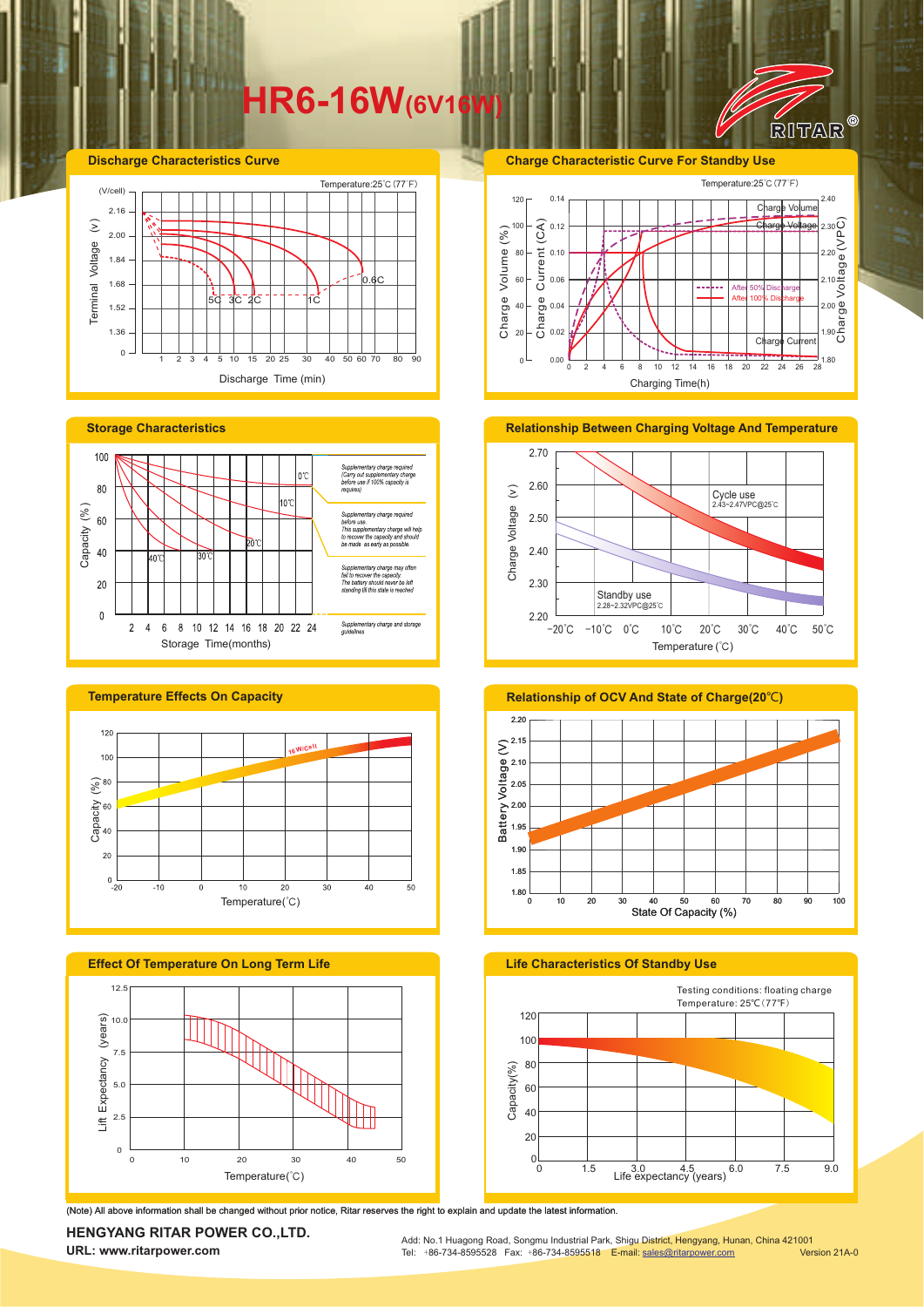# HR6-16W(6V16W)

RITAR®

## Discharge Characteristics Curve

Temperature:25℃ (77℉)

(V/cell)

Terminal Voltage (v)

2.16
2.00
1.84
1.68
1.52
1.36
0

5C 3C 2C 1C 0.6C

1 2 3 4 5 10 15 20 25 30 40 50 60 70 80 90

Discharge Time (min)

## Charge Characteristic Curve For Standby Use

Temperature:25℃ (77℉)

Charge Volume (%)
Charge Current (CA)
Charge Voltage (VPC)

120 100 80 60 40 20 0

0.14 0.12 0.10 0.06 0.04 0.02 0.00

2.40 2.30 2.20 2.10 2.00 1.90 1.80

Charge Volume
Charge Voltage
Charge Current

After 50% Discharge
After 100% Discharge

0 2 4 6 8 10 12 14 16 18 20 22 24 26 28

Charging Time(h)

## Storage Characteristics

Capacity (%)

100 80 60 40 20 0

0℃ 10℃ 20℃ 30℃ 40℃

2 4 6 8 10 12 14 16 18 20 22 24

Storage Time(months)

Supplementary charge required (Carry out supplementary charge before use if 100% capacity is requires)

Supplementary charge required before use. This supplementary charge will help to recover the capacity and should be made as early as possible.

Supplementary charge may often fail to recover the capacity. The battery should never be left standing till this state is reached

Supplementary charge and storage guidelines

## Relationship Between Charging Voltage And Temperature

Charge Voltage (v)

2.70 2.60 2.50 2.40 2.30 2.20

Cycle use
2.43~2.47VPC@25℃

Standby use
2.28~2.32VPC@25℃

−20℃ −10℃ 0℃ 10℃ 20℃ 30℃ 40℃ 50℃

Temperature (℃)

## Temperature Effects On Capacity

Capacity (%)

120 100 80 60 40 20 0

16W/Cell

-20 -10 0 10 20 30 40 50

Temperature(℃)

## Relationship of OCV And State of Charge(20℃)

Battery Voltage (V)

2.20 2.15 2.10 2.05 2.00 1.95 1.90 1.85 1.80

0 10 20 30 40 50 60 70 80 90 100

State Of Capacity (%)

## Effect Of Temperature On Long Term Life

Lift Expectancy (years)

12.5 10.0 7.5 5.0 2.5 0

0 10 20 30 40 50

Temperature(℃)

## Life Characteristics Of Standby Use

Testing conditions: floating charge
Temperature: 25℃(77℉)

Capacity(%)

120 100 80 60 40 20 0

0 1.5 3.0 4.5 6.0 7.5 9.0

Life expectancy (years)

(Note) All above information shall be changed without prior notice, Ritar reserves the right to explain and update the latest information.

**HENGYANG RITAR POWER CO.,LTD.**

**URL: www.ritarpower.com**

Add: No.1 Huagong Road, Songmu Industrial Park, Shigu District, Hengyang, Hunan, China 421001

Tel: +86-734-8595528 Fax: +86-734-8595518 E-mail: sales@ritarpower.com

Version 21A-0